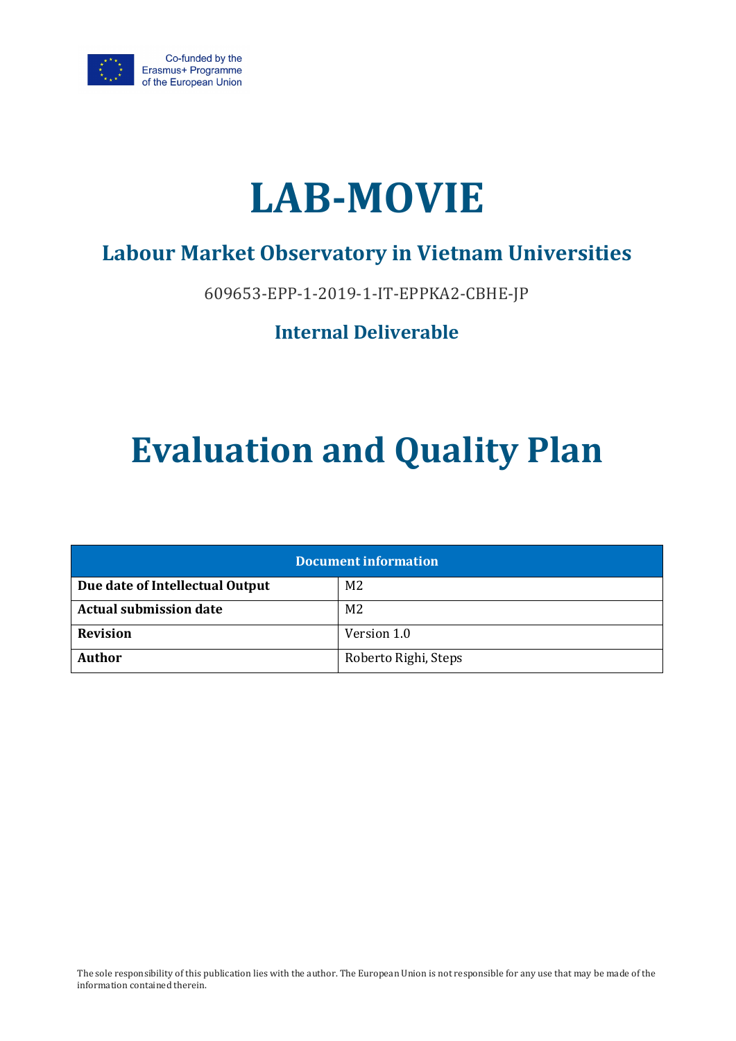Co-funded by the Erasmus+ Programme of the European Union

# LAB-MOVIE

## Labour Market Observatory in Vietnam Universities

609653-EPP-1-2019-1-IT-EPPKA2-CBHE-JP

### Internal Deliverable

# Evaluation and Quality Plan

| Document information | |
|---|---|
| **Due date of Intellectual Output** | M2 |
| **Actual submission date** | M2 |
| **Revision** | Version 1.0 |
| **Author** | Roberto Righi, Steps |

The sole responsibility of this publication lies with the author. The European Union is not responsible for any use that may be made of the information contained therein.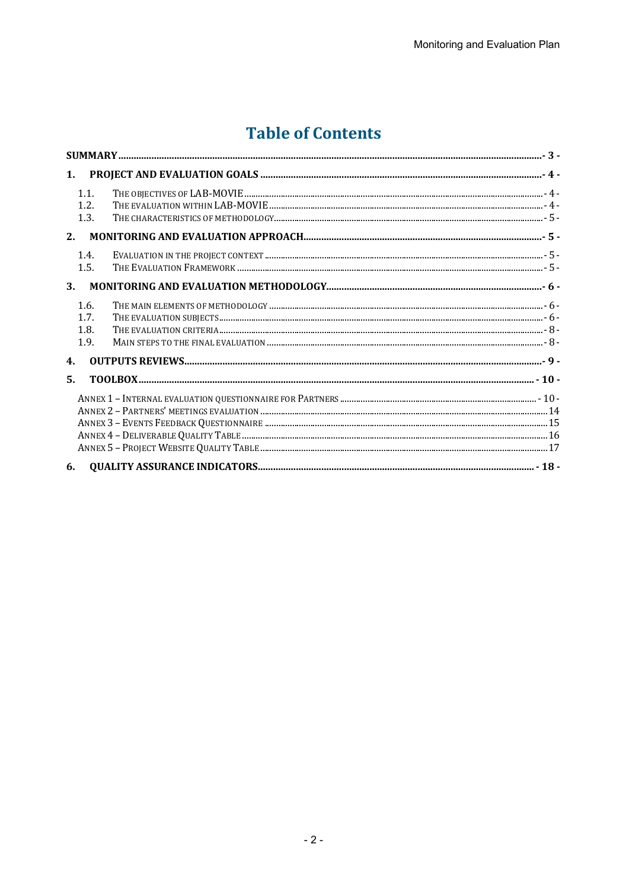# Table of Contents

**SUMMARY** ..... - 3 -

**1. PROJECT AND EVALUATION GOALS** ..... - 4 -

- 1.1. THE OBJECTIVES OF LAB-MOVIE ..... - 4 -
- 1.2. THE EVALUATION WITHIN LAB-MOVIE ..... - 4 -
- 1.3. THE CHARACTERISTICS OF METHODOLOGY ..... - 5 -

**2. MONITORING AND EVALUATION APPROACH** ..... - 5 -

- 1.4. EVALUATION IN THE PROJECT CONTEXT ..... - 5 -
- 1.5. THE EVALUATION FRAMEWORK ..... - 5 -

**3. MONITORING AND EVALUATION METHODOLOGY** ..... - 6 -

- 1.6. THE MAIN ELEMENTS OF METHODOLOGY ..... - 6 -
- 1.7. THE EVALUATION SUBJECTS ..... - 6 -
- 1.8. THE EVALUATION CRITERIA ..... - 8 -
- 1.9. MAIN STEPS TO THE FINAL EVALUATION ..... - 8 -

**4. OUTPUTS REVIEWS** ..... - 9 -

**5. TOOLBOX** ..... - 10 -

- ANNEX 1 – INTERNAL EVALUATION QUESTIONNAIRE FOR PARTNERS ..... - 10 -
- ANNEX 2 – PARTNERS' MEETINGS EVALUATION ..... 14
- ANNEX 3 – EVENTS FEEDBACK QUESTIONNAIRE ..... 15
- ANNEX 4 – DELIVERABLE QUALITY TABLE ..... 16
- ANNEX 5 – PROJECT WEBSITE QUALITY TABLE ..... 17

**6. QUALITY ASSURANCE INDICATORS** ..... - 18 -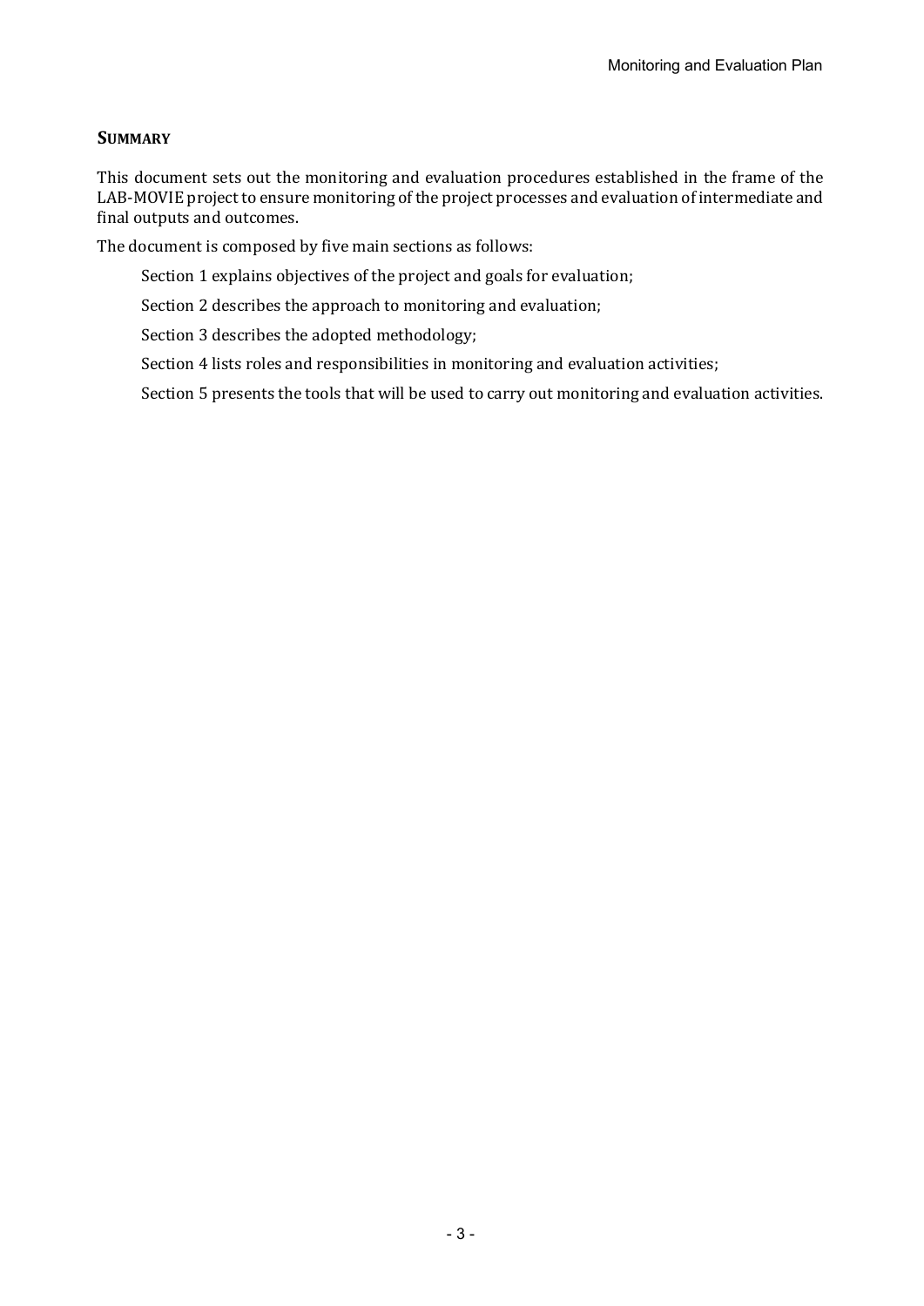## SUMMARY

This document sets out the monitoring and evaluation procedures established in the frame of the LAB-MOVIE project to ensure monitoring of the project processes and evaluation of intermediate and final outputs and outcomes.

The document is composed by five main sections as follows:

Section 1 explains objectives of the project and goals for evaluation;

Section 2 describes the approach to monitoring and evaluation;

Section 3 describes the adopted methodology;

Section 4 lists roles and responsibilities in monitoring and evaluation activities;

Section 5 presents the tools that will be used to carry out monitoring and evaluation activities.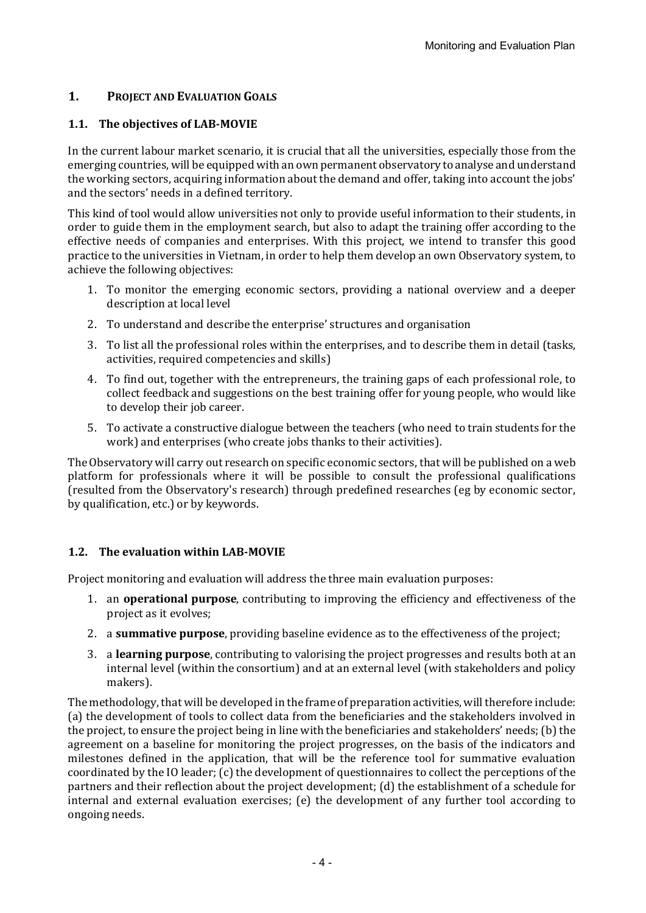## 1. PROJECT AND EVALUATION GOALS

### 1.1. The objectives of LAB-MOVIE

In the current labour market scenario, it is crucial that all the universities, especially those from the emerging countries, will be equipped with an own permanent observatory to analyse and understand the working sectors, acquiring information about the demand and offer, taking into account the jobs' and the sectors' needs in a defined territory.

This kind of tool would allow universities not only to provide useful information to their students, in order to guide them in the employment search, but also to adapt the training offer according to the effective needs of companies and enterprises. With this project, we intend to transfer this good practice to the universities in Vietnam, in order to help them develop an own Observatory system, to achieve the following objectives:

1. To monitor the emerging economic sectors, providing a national overview and a deeper description at local level
2. To understand and describe the enterprise' structures and organisation
3. To list all the professional roles within the enterprises, and to describe them in detail (tasks, activities, required competencies and skills)
4. To find out, together with the entrepreneurs, the training gaps of each professional role, to collect feedback and suggestions on the best training offer for young people, who would like to develop their job career.
5. To activate a constructive dialogue between the teachers (who need to train students for the work) and enterprises (who create jobs thanks to their activities).

The Observatory will carry out research on specific economic sectors, that will be published on a web platform for professionals where it will be possible to consult the professional qualifications (resulted from the Observatory's research) through predefined researches (eg by economic sector, by qualification, etc.) or by keywords.

### 1.2. The evaluation within LAB-MOVIE

Project monitoring and evaluation will address the three main evaluation purposes:

1. an **operational purpose**, contributing to improving the efficiency and effectiveness of the project as it evolves;
2. a **summative purpose**, providing baseline evidence as to the effectiveness of the project;
3. a **learning purpose**, contributing to valorising the project progresses and results both at an internal level (within the consortium) and at an external level (with stakeholders and policy makers).

The methodology, that will be developed in the frame of preparation activities, will therefore include: (a) the development of tools to collect data from the beneficiaries and the stakeholders involved in the project, to ensure the project being in line with the beneficiaries and stakeholders' needs; (b) the agreement on a baseline for monitoring the project progresses, on the basis of the indicators and milestones defined in the application, that will be the reference tool for summative evaluation coordinated by the IO leader; (c) the development of questionnaires to collect the perceptions of the partners and their reflection about the project development; (d) the establishment of a schedule for internal and external evaluation exercises; (e) the development of any further tool according to ongoing needs.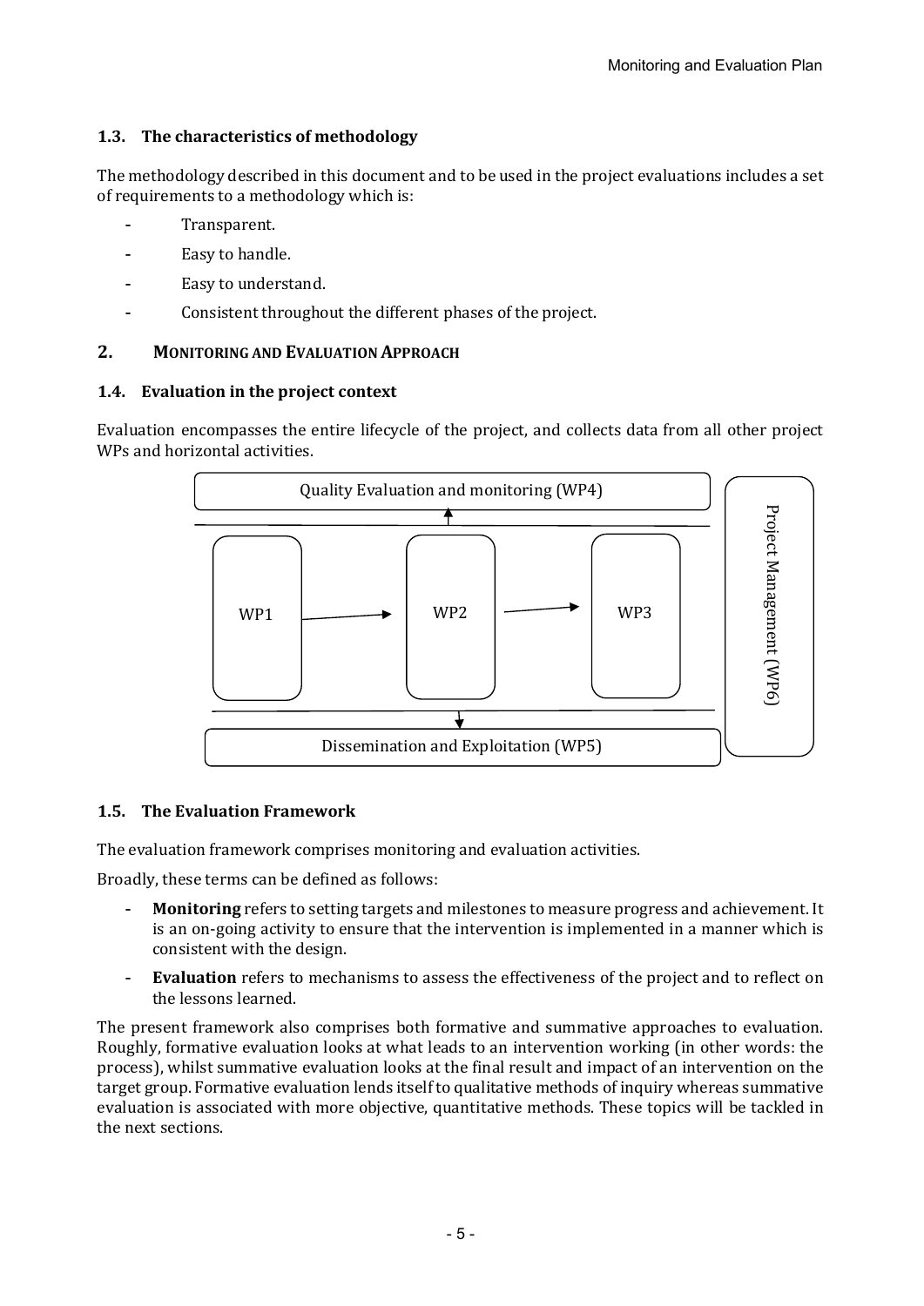### 1.3. The characteristics of methodology

The methodology described in this document and to be used in the project evaluations includes a set of requirements to a methodology which is:

- Transparent.
- Easy to handle.
- Easy to understand.
- Consistent throughout the different phases of the project.

## 2. MONITORING AND EVALUATION APPROACH

### 1.4. Evaluation in the project context

Evaluation encompasses the entire lifecycle of the project, and collects data from all other project WPs and horizontal activities.

Quality Evaluation and monitoring (WP4)

WP1 → WP2 → WP3

Project Management (WP6)

Dissemination and Exploitation (WP5)

### 1.5. The Evaluation Framework

The evaluation framework comprises monitoring and evaluation activities.

Broadly, these terms can be defined as follows:

- **Monitoring** refers to setting targets and milestones to measure progress and achievement. It is an on-going activity to ensure that the intervention is implemented in a manner which is consistent with the design.
- **Evaluation** refers to mechanisms to assess the effectiveness of the project and to reflect on the lessons learned.

The present framework also comprises both formative and summative approaches to evaluation. Roughly, formative evaluation looks at what leads to an intervention working (in other words: the process), whilst summative evaluation looks at the final result and impact of an intervention on the target group. Formative evaluation lends itself to qualitative methods of inquiry whereas summative evaluation is associated with more objective, quantitative methods. These topics will be tackled in the next sections.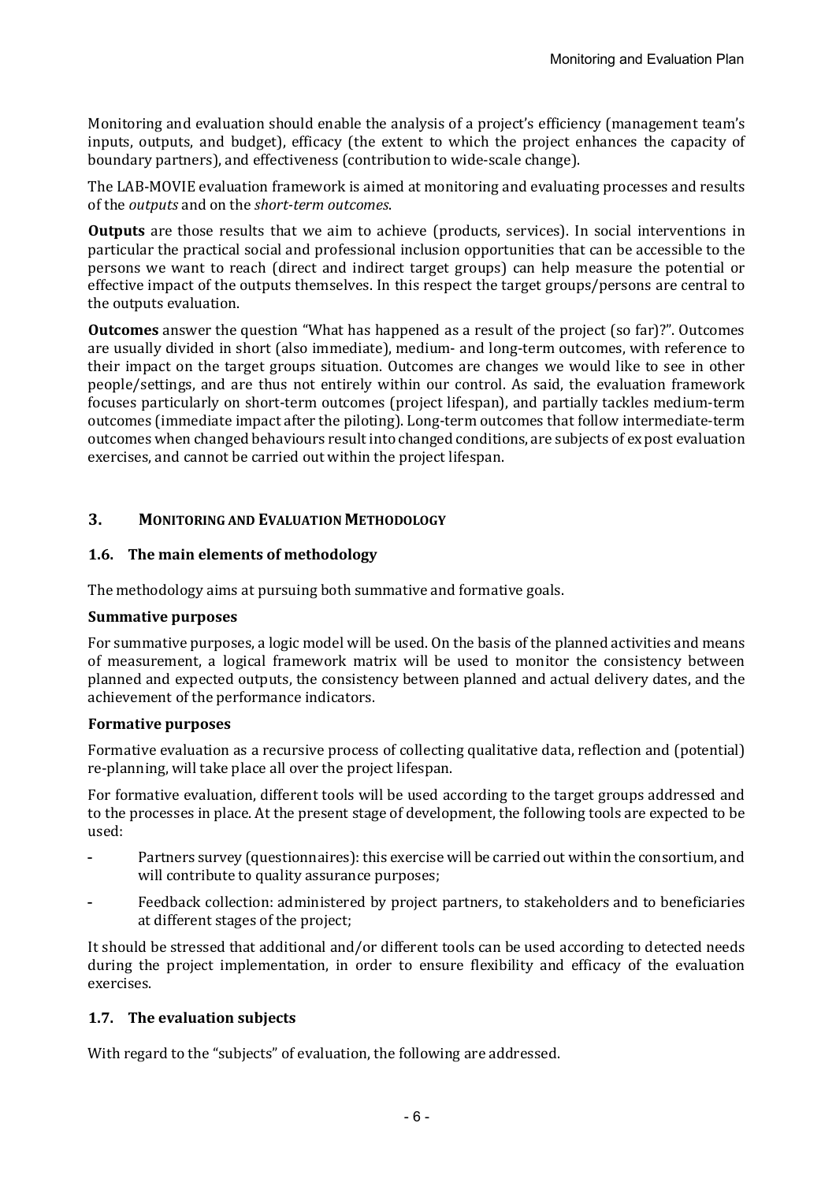Monitoring and evaluation should enable the analysis of a project's efficiency (management team's inputs, outputs, and budget), efficacy (the extent to which the project enhances the capacity of boundary partners), and effectiveness (contribution to wide-scale change).

The LAB-MOVIE evaluation framework is aimed at monitoring and evaluating processes and results of the *outputs* and on the *short-term outcomes*.

**Outputs** are those results that we aim to achieve (products, services). In social interventions in particular the practical social and professional inclusion opportunities that can be accessible to the persons we want to reach (direct and indirect target groups) can help measure the potential or effective impact of the outputs themselves. In this respect the target groups/persons are central to the outputs evaluation.

**Outcomes** answer the question "What has happened as a result of the project (so far)?". Outcomes are usually divided in short (also immediate), medium- and long-term outcomes, with reference to their impact on the target groups situation. Outcomes are changes we would like to see in other people/settings, and are thus not entirely within our control. As said, the evaluation framework focuses particularly on short-term outcomes (project lifespan), and partially tackles medium-term outcomes (immediate impact after the piloting). Long-term outcomes that follow intermediate-term outcomes when changed behaviours result into changed conditions, are subjects of ex post evaluation exercises, and cannot be carried out within the project lifespan.

## 3. MONITORING AND EVALUATION METHODOLOGY

### 1.6. The main elements of methodology

The methodology aims at pursuing both summative and formative goals.

**Summative purposes**

For summative purposes, a logic model will be used. On the basis of the planned activities and means of measurement, a logical framework matrix will be used to monitor the consistency between planned and expected outputs, the consistency between planned and actual delivery dates, and the achievement of the performance indicators.

**Formative purposes**

Formative evaluation as a recursive process of collecting qualitative data, reflection and (potential) re-planning, will take place all over the project lifespan.

For formative evaluation, different tools will be used according to the target groups addressed and to the processes in place. At the present stage of development, the following tools are expected to be used:

- Partners survey (questionnaires): this exercise will be carried out within the consortium, and will contribute to quality assurance purposes;
- Feedback collection: administered by project partners, to stakeholders and to beneficiaries at different stages of the project;

It should be stressed that additional and/or different tools can be used according to detected needs during the project implementation, in order to ensure flexibility and efficacy of the evaluation exercises.

### 1.7. The evaluation subjects

With regard to the "subjects" of evaluation, the following are addressed.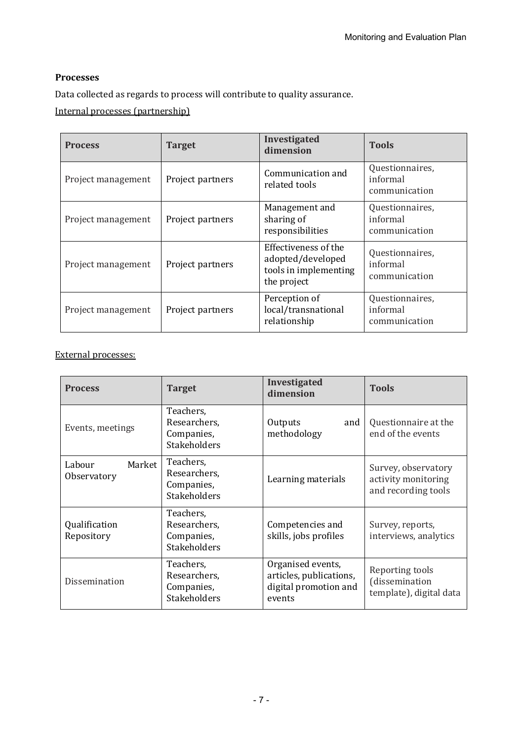**Processes**

Data collected as regards to process will contribute to quality assurance.

Internal processes (partnership)

| Process | Target | Investigated dimension | Tools |
|---|---|---|---|
| Project management | Project partners | Communication and related tools | Questionnaires, informal communication |
| Project management | Project partners | Management and sharing of responsibilities | Questionnaires, informal communication |
| Project management | Project partners | Effectiveness of the adopted/developed tools in implementing the project | Questionnaires, informal communication |
| Project management | Project partners | Perception of local/transnational relationship | Questionnaires, informal communication |

External processes:

| Process | Target | Investigated dimension | Tools |
|---|---|---|---|
| Events, meetings | Teachers, Researchers, Companies, Stakeholders | Outputs and methodology | Questionnaire at the end of the events |
| Labour Market Observatory | Teachers, Researchers, Companies, Stakeholders | Learning materials | Survey, observatory activity monitoring and recording tools |
| Qualification Repository | Teachers, Researchers, Companies, Stakeholders | Competencies and skills, jobs profiles | Survey, reports, interviews, analytics |
| Dissemination | Teachers, Researchers, Companies, Stakeholders | Organised events, articles, publications, digital promotion and events | Reporting tools (dissemination template), digital data |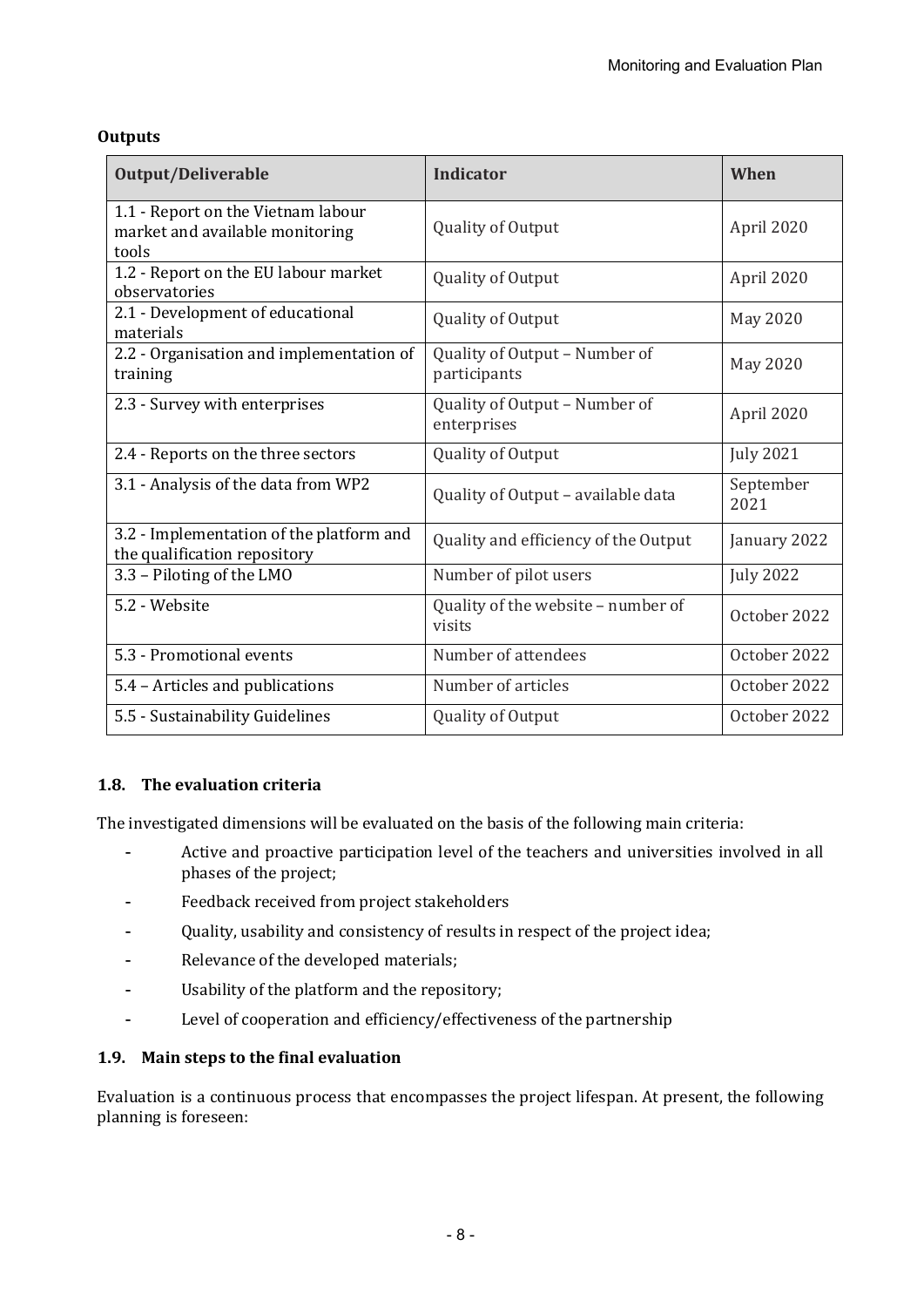**Outputs**

| Output/Deliverable | Indicator | When |
|---|---|---|
| 1.1 - Report on the Vietnam labour market and available monitoring tools | Quality of Output | April 2020 |
| 1.2 - Report on the EU labour market observatories | Quality of Output | April 2020 |
| 2.1 - Development of educational materials | Quality of Output | May 2020 |
| 2.2 - Organisation and implementation of training | Quality of Output – Number of participants | May 2020 |
| 2.3 - Survey with enterprises | Quality of Output – Number of enterprises | April 2020 |
| 2.4 - Reports on the three sectors | Quality of Output | July 2021 |
| 3.1 - Analysis of the data from WP2 | Quality of Output – available data | September 2021 |
| 3.2 - Implementation of the platform and the qualification repository | Quality and efficiency of the Output | January 2022 |
| 3.3 – Piloting of the LMO | Number of pilot users | July 2022 |
| 5.2 - Website | Quality of the website – number of visits | October 2022 |
| 5.3 - Promotional events | Number of attendees | October 2022 |
| 5.4 – Articles and publications | Number of articles | October 2022 |
| 5.5 - Sustainability Guidelines | Quality of Output | October 2022 |

### 1.8. The evaluation criteria

The investigated dimensions will be evaluated on the basis of the following main criteria:

- Active and proactive participation level of the teachers and universities involved in all phases of the project;
- Feedback received from project stakeholders
- Quality, usability and consistency of results in respect of the project idea;
- Relevance of the developed materials;
- Usability of the platform and the repository;
- Level of cooperation and efficiency/effectiveness of the partnership

### 1.9. Main steps to the final evaluation

Evaluation is a continuous process that encompasses the project lifespan. At present, the following planning is foreseen: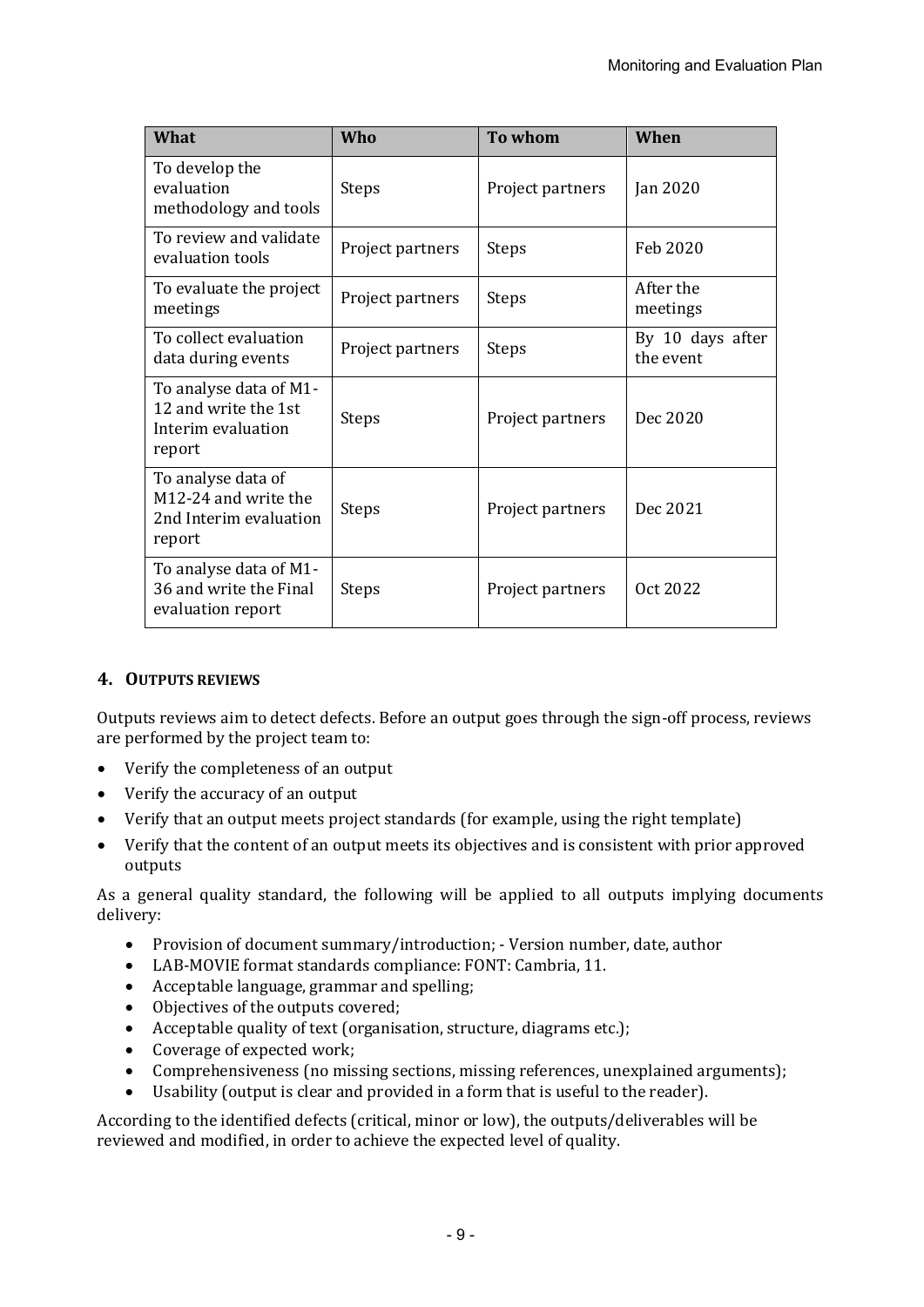| What | Who | To whom | When |
|---|---|---|---|
| To develop the evaluation methodology and tools | Steps | Project partners | Jan 2020 |
| To review and validate evaluation tools | Project partners | Steps | Feb 2020 |
| To evaluate the project meetings | Project partners | Steps | After the meetings |
| To collect evaluation data during events | Project partners | Steps | By 10 days after the event |
| To analyse data of M1-12 and write the 1st Interim evaluation report | Steps | Project partners | Dec 2020 |
| To analyse data of M12-24 and write the 2nd Interim evaluation report | Steps | Project partners | Dec 2021 |
| To analyse data of M1-36 and write the Final evaluation report | Steps | Project partners | Oct 2022 |

## 4. OUTPUTS REVIEWS

Outputs reviews aim to detect defects. Before an output goes through the sign-off process, reviews are performed by the project team to:

- Verify the completeness of an output
- Verify the accuracy of an output
- Verify that an output meets project standards (for example, using the right template)
- Verify that the content of an output meets its objectives and is consistent with prior approved outputs

As a general quality standard, the following will be applied to all outputs implying documents delivery:

- Provision of document summary/introduction; - Version number, date, author
- LAB-MOVIE format standards compliance: FONT: Cambria, 11.
- Acceptable language, grammar and spelling;
- Objectives of the outputs covered;
- Acceptable quality of text (organisation, structure, diagrams etc.);
- Coverage of expected work;
- Comprehensiveness (no missing sections, missing references, unexplained arguments);
- Usability (output is clear and provided in a form that is useful to the reader).

According to the identified defects (critical, minor or low), the outputs/deliverables will be reviewed and modified, in order to achieve the expected level of quality.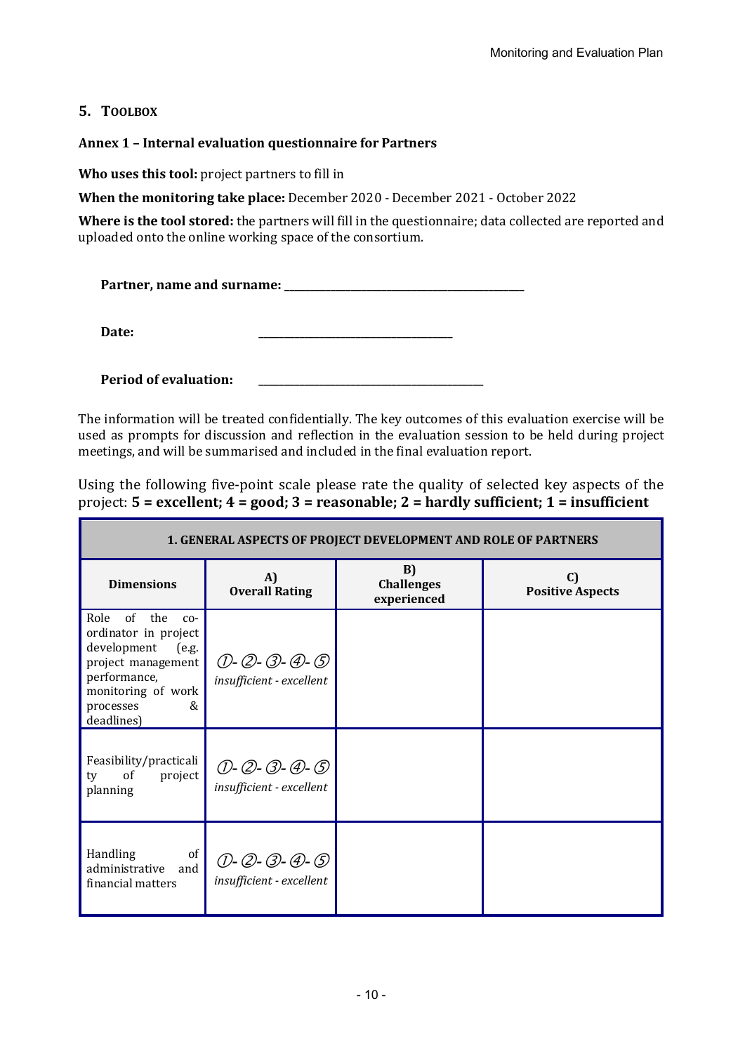## 5. Toolbox

### Annex 1 – Internal evaluation questionnaire for Partners

**Who uses this tool:** project partners to fill in

**When the monitoring take place:** December 2020 - December 2021 - October 2022

**Where is the tool stored:** the partners will fill in the questionnaire; data collected are reported and uploaded onto the online working space of the consortium.

**Partner, name and surname:** ___________________________________

**Date:** ___________________________

**Period of evaluation:** ________________________________

The information will be treated confidentially. The key outcomes of this evaluation exercise will be used as prompts for discussion and reflection in the evaluation session to be held during project meetings, and will be summarised and included in the final evaluation report.

Using the following five-point scale please rate the quality of selected key aspects of the project: **5 = excellent; 4 = good; 3 = reasonable; 2 = hardly sufficient; 1 = insufficient**

| **1. GENERAL ASPECTS OF PROJECT DEVELOPMENT AND ROLE OF PARTNERS** | | | |
|---|---|---|---|
| **Dimensions** | **A) Overall Rating** | **B) Challenges experienced** | **C) Positive Aspects** |
| Role of the co-ordinator in project development (e.g. project management performance, monitoring of work processes & deadlines) | ①- ②- ③- ④- ⑤ *insufficient - excellent* | | |
| Feasibility/practicality of project planning | ①- ②- ③- ④- ⑤ *insufficient - excellent* | | |
| Handling of administrative and financial matters | ①- ②- ③- ④- ⑤ *insufficient - excellent* | | |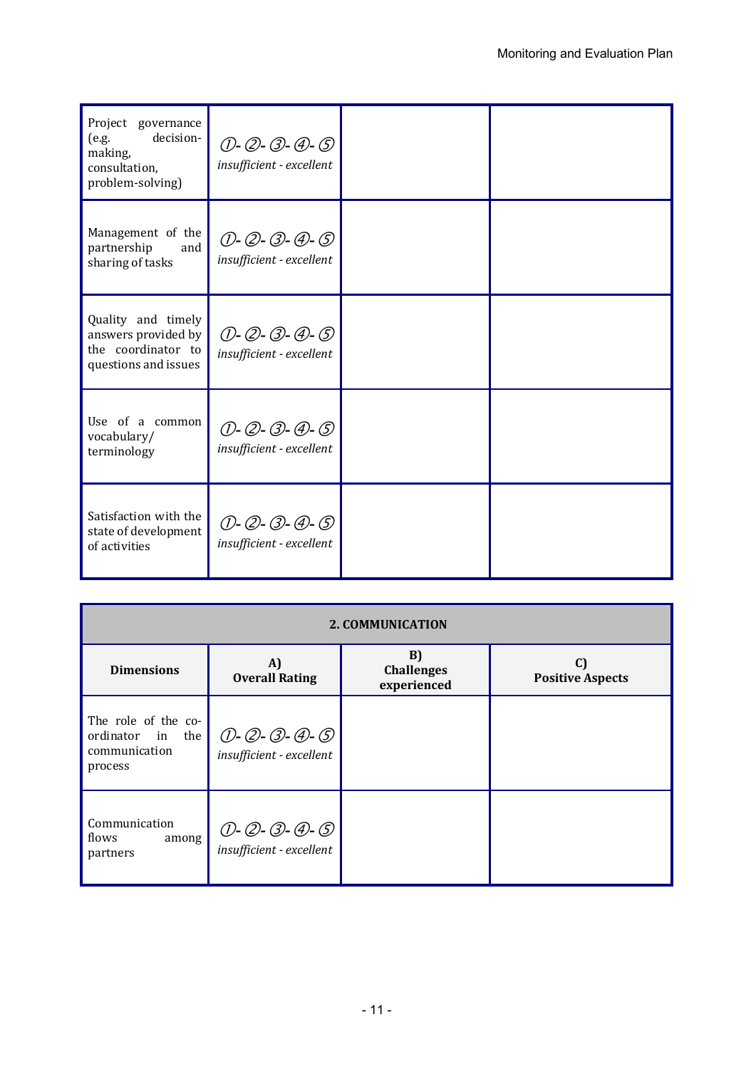| | | | |
|---|---|---|---|
| Project governance (e.g. decision-making, consultation, problem-solving) | ①- ②- ③- ④- ⑤ *insufficient - excellent* | | |
| Management of the partnership and sharing of tasks | ①- ②- ③- ④- ⑤ *insufficient - excellent* | | |
| Quality and timely answers provided by the coordinator to questions and issues | ①- ②- ③- ④- ⑤ *insufficient - excellent* | | |
| Use of a common vocabulary/ terminology | ①- ②- ③- ④- ⑤ *insufficient - excellent* | | |
| Satisfaction with the state of development of activities | ①- ②- ③- ④- ⑤ *insufficient - excellent* | | |

| **2. COMMUNICATION** | | | |
|---|---|---|---|
| **Dimensions** | **A) Overall Rating** | **B) Challenges experienced** | **C) Positive Aspects** |
| The role of the co-ordinator in the communication process | ①- ②- ③- ④- ⑤ *insufficient - excellent* | | |
| Communication flows among partners | ①- ②- ③- ④- ⑤ *insufficient - excellent* | | |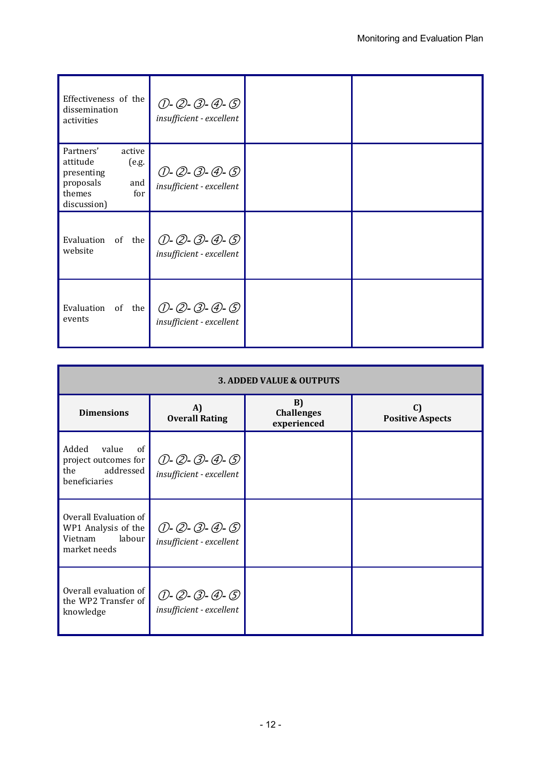| | | | |
|---|---|---|---|
| Effectiveness of the dissemination activities | ①- ②- ③- ④- ⑤ *insufficient - excellent* | | |
| Partners' active attitude (e.g. presenting proposals and themes for discussion) | ①- ②- ③- ④- ⑤ *insufficient - excellent* | | |
| Evaluation of the website | ①- ②- ③- ④- ⑤ *insufficient - excellent* | | |
| Evaluation of the events | ①- ②- ③- ④- ⑤ *insufficient - excellent* | | |

| **3. ADDED VALUE & OUTPUTS** | | | |
|---|---|---|---|
| **Dimensions** | **A) Overall Rating** | **B) Challenges experienced** | **C) Positive Aspects** |
| Added value of project outcomes for the addressed beneficiaries | ①- ②- ③- ④- ⑤ *insufficient - excellent* | | |
| Overall Evaluation of WP1 Analysis of the Vietnam labour market needs | ①- ②- ③- ④- ⑤ *insufficient - excellent* | | |
| Overall evaluation of the WP2 Transfer of knowledge | ①- ②- ③- ④- ⑤ *insufficient - excellent* | | |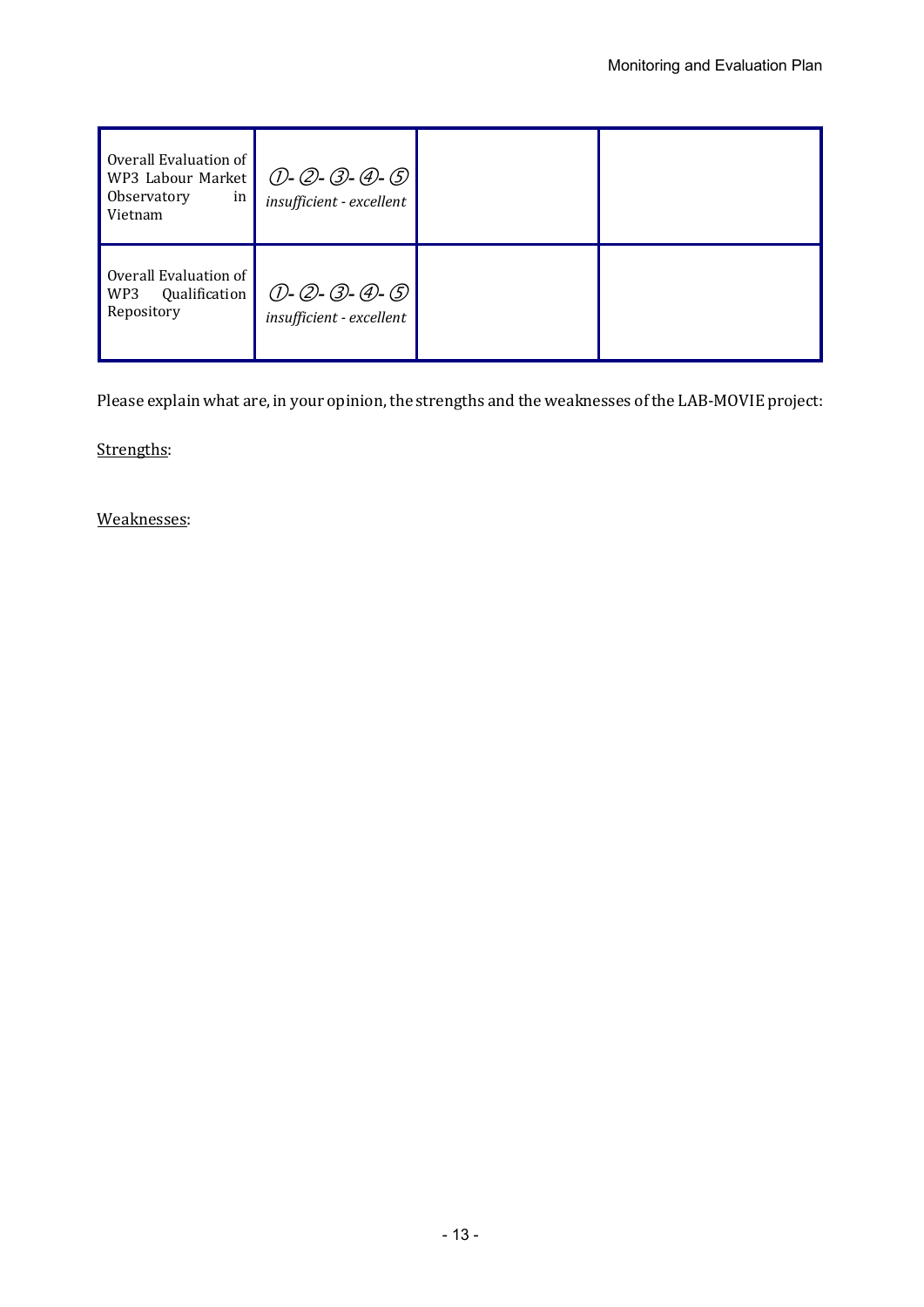| Overall Evaluation of WP3 Labour Market Observatory in Vietnam | ①- ②- ③- ④- ⑤ *insufficient - excellent* | | |
| --- | --- | --- | --- |
| Overall Evaluation of WP3 Qualification Repository | ①- ②- ③- ④- ⑤ *insufficient - excellent* | | |

Please explain what are, in your opinion, the strengths and the weaknesses of the LAB-MOVIE project:

<u>Strengths</u>:

<u>Weaknesses</u>: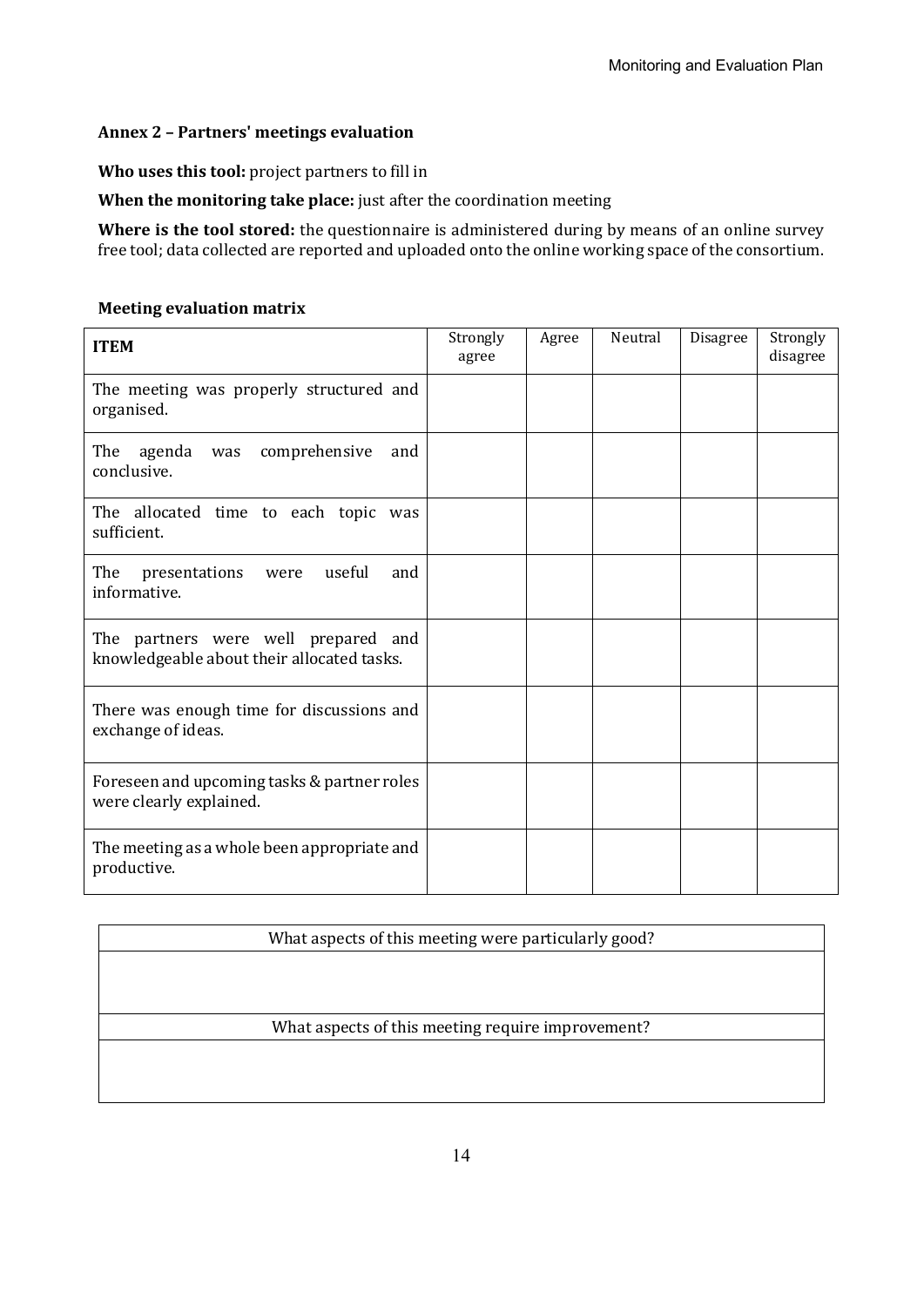## Annex 2 – Partners' meetings evaluation

**Who uses this tool:** project partners to fill in

**When the monitoring take place:** just after the coordination meeting

**Where is the tool stored:** the questionnaire is administered during by means of an online survey free tool; data collected are reported and uploaded onto the online working space of the consortium.

### Meeting evaluation matrix

| **ITEM** | Strongly agree | Agree | Neutral | Disagree | Strongly disagree |
|---|---|---|---|---|---|
| The meeting was properly structured and organised. | | | | | |
| The agenda was comprehensive and conclusive. | | | | | |
| The allocated time to each topic was sufficient. | | | | | |
| The presentations were useful and informative. | | | | | |
| The partners were well prepared and knowledgeable about their allocated tasks. | | | | | |
| There was enough time for discussions and exchange of ideas. | | | | | |
| Foreseen and upcoming tasks & partner roles were clearly explained. | | | | | |
| The meeting as a whole been appropriate and productive. | | | | | |

| What aspects of this meeting were particularly good? |
|---|
| |
| What aspects of this meeting require improvement? |
| |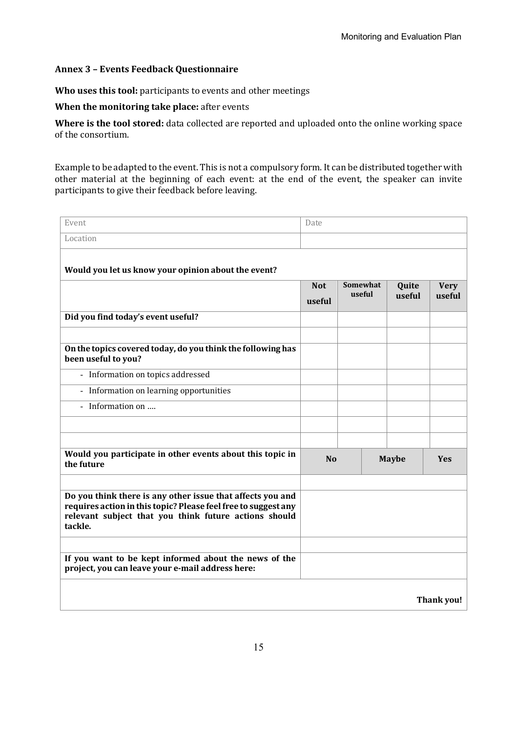### Annex 3 – Events Feedback Questionnaire

**Who uses this tool:** participants to events and other meetings

**When the monitoring take place:** after events

**Where is the tool stored:** data collected are reported and uploaded onto the online working space of the consortium.

Example to be adapted to the event. This is not a compulsory form. It can be distributed together with other material at the beginning of each event: at the end of the event, the speaker can invite participants to give their feedback before leaving.

| Event | Date | | | |
|---|---|---|---|---|
| Location | | | | |
| **Would you let us know your opinion about the event?** | | | | |
| | **Not useful** | **Somewhat useful** | **Quite useful** | **Very useful** |
| **Did you find today's event useful?** | | | | |
| | | | | |
| **On the topics covered today, do you think the following has been useful to you?** | | | | |
| - Information on topics addressed | | | | |
| - Information on learning opportunities | | | | |
| - Information on …. | | | | |
| | | | | |
| | | | | |
| **Would you participate in other events about this topic in the future** | **No** | **Maybe** | **Yes** | |
| | | | | |
| **Do you think there is any other issue that affects you and requires action in this topic? Please feel free to suggest any relevant subject that you think future actions should tackle.** | | | | |
| | | | | |
| **If you want to be kept informed about the news of the project, you can leave your e-mail address here:** | | | | |
| | | | | **Thank you!** |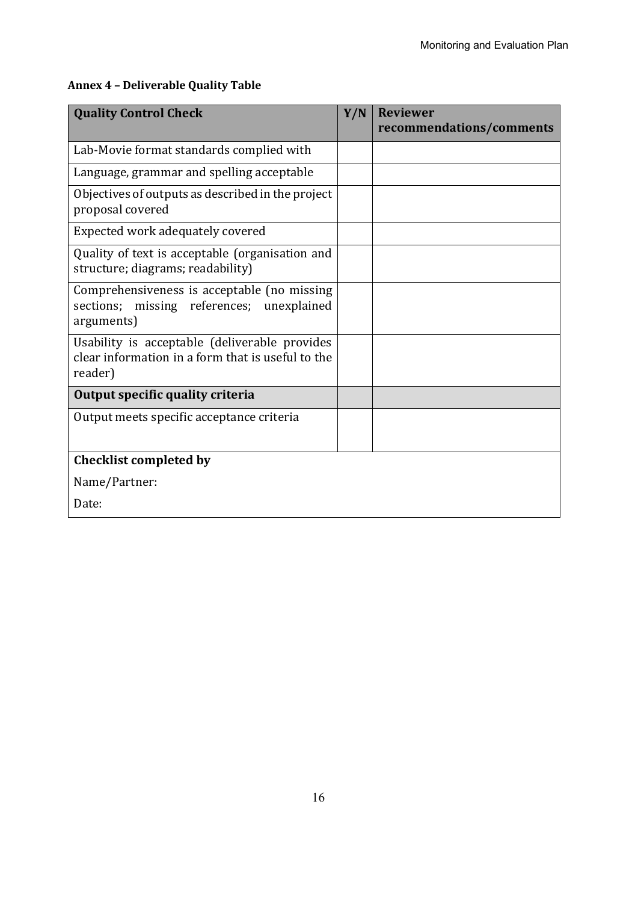**Annex 4 – Deliverable Quality Table**

| Quality Control Check | Y/N | Reviewer recommendations/comments |
|---|---|---|
| Lab-Movie format standards complied with | | |
| Language, grammar and spelling acceptable | | |
| Objectives of outputs as described in the project proposal covered | | |
| Expected work adequately covered | | |
| Quality of text is acceptable (organisation and structure; diagrams; readability) | | |
| Comprehensiveness is acceptable (no missing sections; missing references; unexplained arguments) | | |
| Usability is acceptable (deliverable provides clear information in a form that is useful to the reader) | | |
| **Output specific quality criteria** | | |
| Output meets specific acceptance criteria | | |
| **Checklist completed by** | | |
| Name/Partner: | | |
| Date: | | |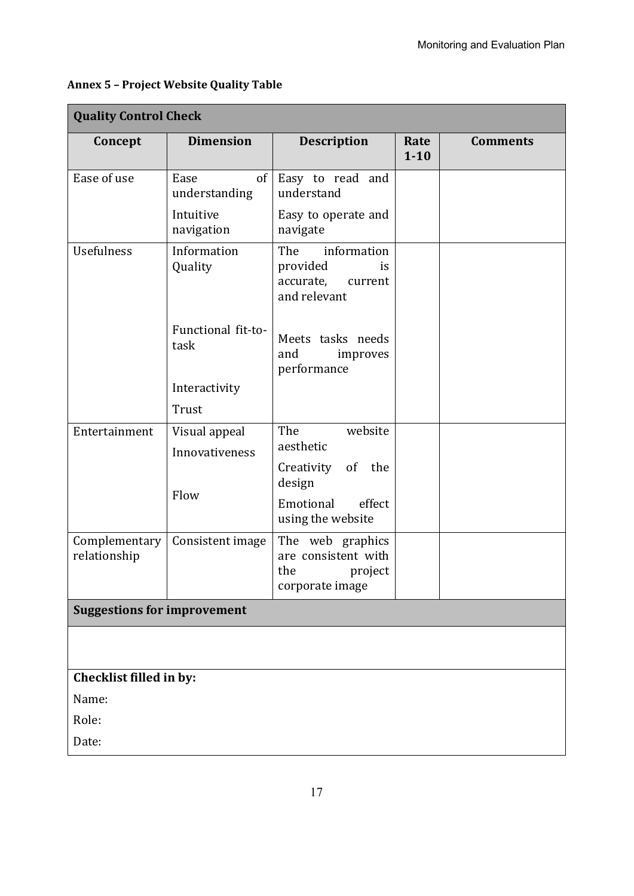**Annex 5 – Project Website Quality Table**

| Quality Control Check | | | | |
|---|---|---|---|---|
| **Concept** | **Dimension** | **Description** | **Rate 1-10** | **Comments** |
| Ease of use | Ease of understanding | Easy to read and understand | | |
| | Intuitive navigation | Easy to operate and navigate | | |
| Usefulness | Information Quality | The information provided is accurate, current and relevant | | |
| | Functional fit-to-task | Meets tasks needs and improves performance | | |
| | Interactivity | | | |
| | Trust | | | |
| Entertainment | Visual appeal | The website aesthetic | | |
| | Innovativeness | Creativity of the design | | |
| | Flow | Emotional effect using the website | | |
| Complementary relationship | Consistent image | The web graphics are consistent with the project corporate image | | |
| **Suggestions for improvement** | | | | |
| | | | | |
| **Checklist filled in by:**<br>Name:<br>Role:<br>Date: | | | | |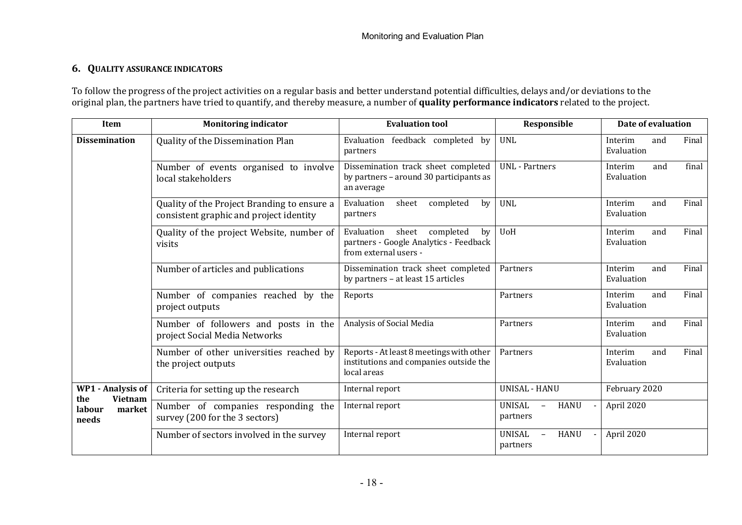## 6. QUALITY ASSURANCE INDICATORS

To follow the progress of the project activities on a regular basis and better understand potential difficulties, delays and/or deviations to the original plan, the partners have tried to quantify, and thereby measure, a number of **quality performance indicators** related to the project.

| Item | Monitoring indicator | Evaluation tool | Responsible | Date of evaluation |
|---|---|---|---|---|
| **Dissemination** | Quality of the Dissemination Plan | Evaluation feedback completed by partners | UNL | Interim and Final Evaluation |
| | Number of events organised to involve local stakeholders | Dissemination track sheet completed by partners – around 30 participants as an average | UNL - Partners | Interim and final Evaluation |
| | Quality of the Project Branding to ensure a consistent graphic and project identity | Evaluation sheet completed by partners | UNL | Interim and Final Evaluation |
| | Quality of the project Website, number of visits | Evaluation sheet completed by partners - Google Analytics - Feedback from external users - | UoH | Interim and Final Evaluation |
| | Number of articles and publications | Dissemination track sheet completed by partners – at least 15 articles | Partners | Interim and Final Evaluation |
| | Number of companies reached by the project outputs | Reports | Partners | Interim and Final Evaluation |
| | Number of followers and posts in the project Social Media Networks | Analysis of Social Media | Partners | Interim and Final Evaluation |
| | Number of other universities reached by the project outputs | Reports - At least 8 meetings with other institutions and companies outside the local areas | Partners | Interim and Final Evaluation |
| **WP1 - Analysis of the Vietnam labour market needs** | Criteria for setting up the research | Internal report | UNISAL - HANU | February 2020 |
| | Number of companies responding the survey (200 for the 3 sectors) | Internal report | UNISAL – HANU - partners | April 2020 |
| | Number of sectors involved in the survey | Internal report | UNISAL – HANU - partners | April 2020 |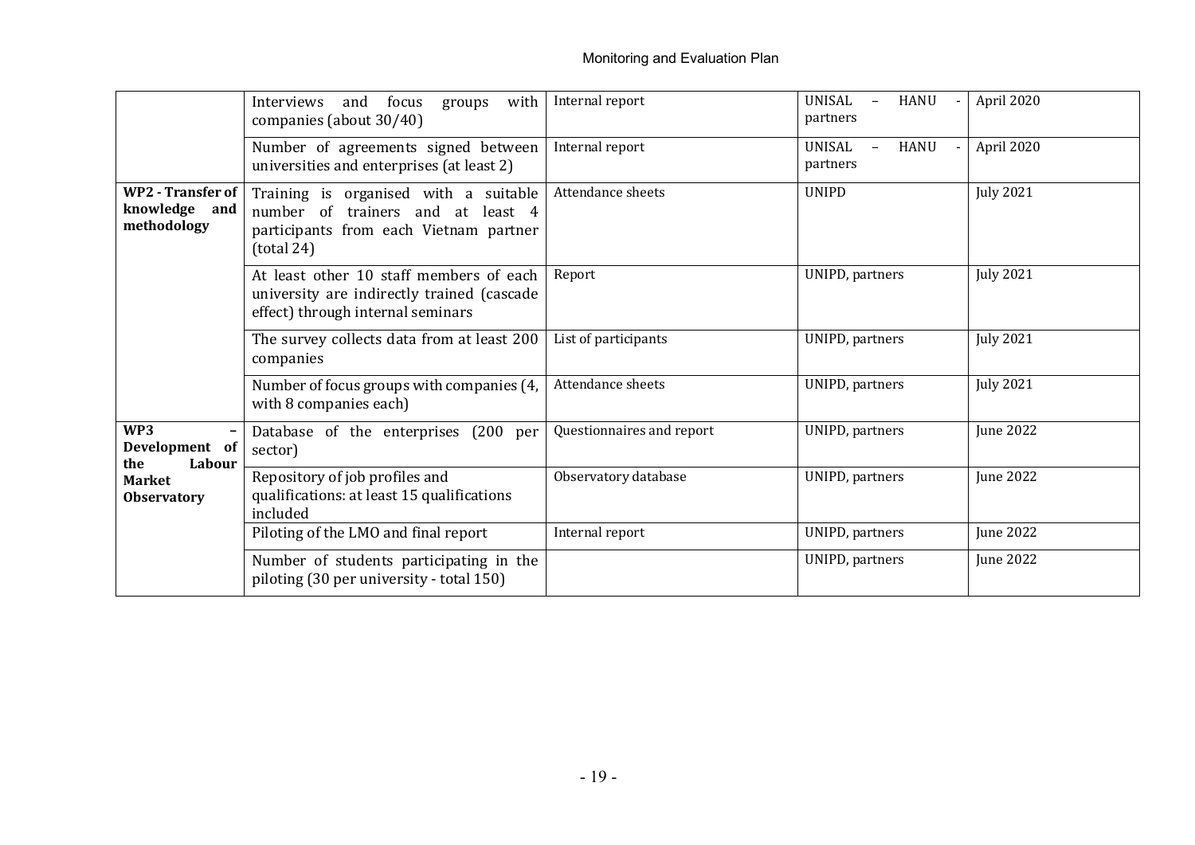| | | | | |
|---|---|---|---|---|
| | Interviews and focus groups with companies (about 30/40) | Internal report | UNISAL – HANU - partners | April 2020 |
| | Number of agreements signed between universities and enterprises (at least 2) | Internal report | UNISAL – HANU - partners | April 2020 |
| **WP2 - Transfer of knowledge and methodology** | Training is organised with a suitable number of trainers and at least 4 participants from each Vietnam partner (total 24) | Attendance sheets | UNIPD | July 2021 |
| | At least other 10 staff members of each university are indirectly trained (cascade effect) through internal seminars | Report | UNIPD, partners | July 2021 |
| | The survey collects data from at least 200 companies | List of participants | UNIPD, partners | July 2021 |
| | Number of focus groups with companies (4, with 8 companies each) | Attendance sheets | UNIPD, partners | July 2021 |
| **WP3 – Development of the Labour Market Observatory** | Database of the enterprises (200 per sector) | Questionnaires and report | UNIPD, partners | June 2022 |
| | Repository of job profiles and qualifications: at least 15 qualifications included | Observatory database | UNIPD, partners | June 2022 |
| | Piloting of the LMO and final report | Internal report | UNIPD, partners | June 2022 |
| | Number of students participating in the piloting (30 per university - total 150) | | UNIPD, partners | June 2022 |